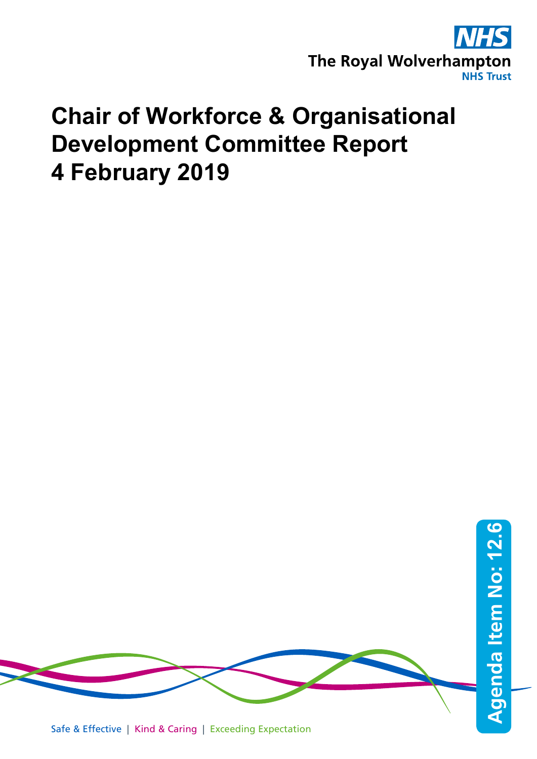NHS

The Royal Wolverhampton NHS Trust

# Chair of Workforce & Organisational Development Committee Report 4 February 2019

Agenda Item No: 12.6

Safe & Effective | Kind & Caring | Exceeding Expectation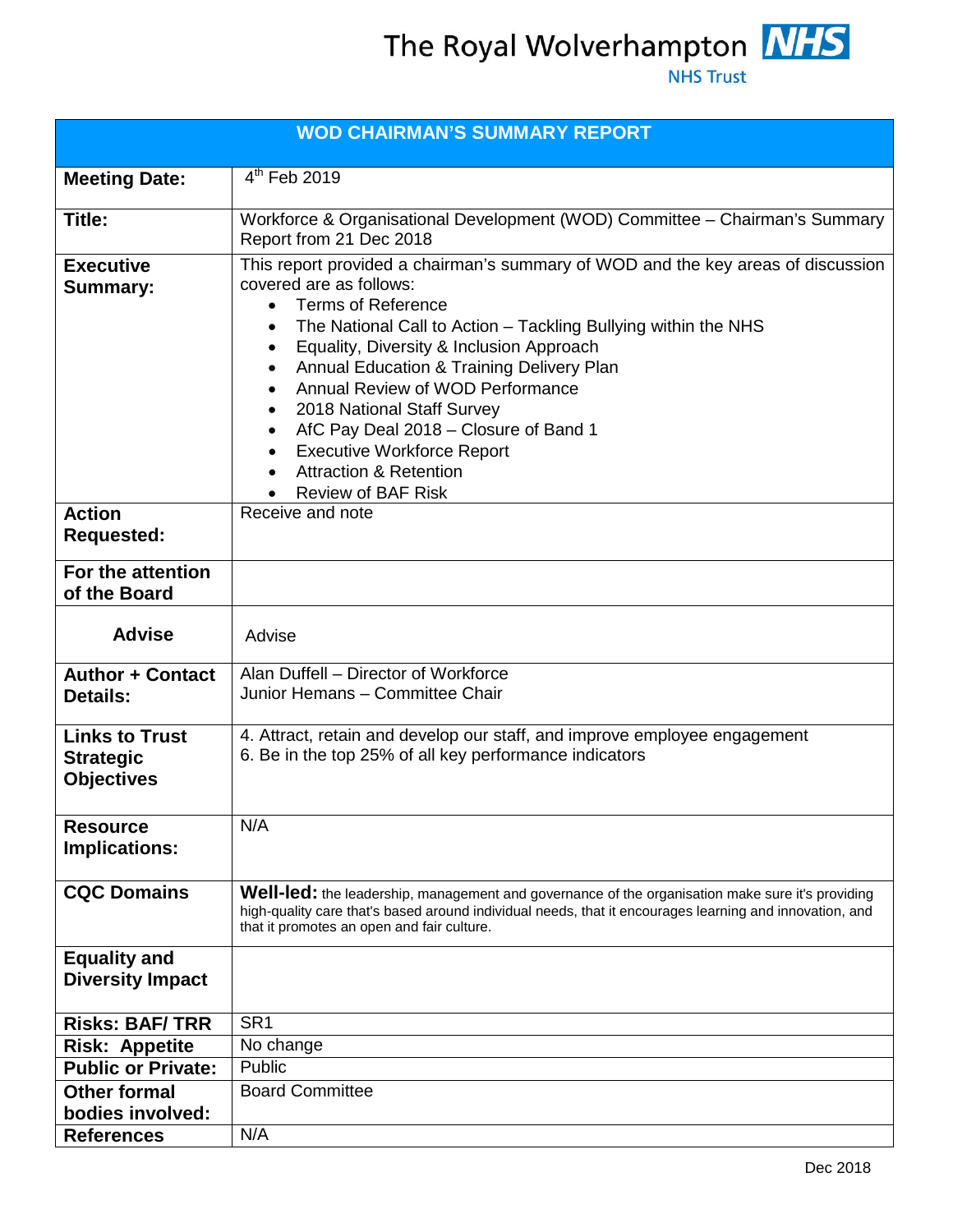The Royal Wolverhampton NHS Trust

| WOD CHAIRMAN'S SUMMARY REPORT | |
|---|---|
| **Meeting Date:** | 4th Feb 2019 |
| **Title:** | Workforce & Organisational Development (WOD) Committee – Chairman's Summary Report from 21 Dec 2018 |
| **Executive Summary:** | This report provided a chairman's summary of WOD and the key areas of discussion covered are as follows:<br>• Terms of Reference<br>• The National Call to Action – Tackling Bullying within the NHS<br>• Equality, Diversity & Inclusion Approach<br>• Annual Education & Training Delivery Plan<br>• Annual Review of WOD Performance<br>• 2018 National Staff Survey<br>• AfC Pay Deal 2018 – Closure of Band 1<br>• Executive Workforce Report<br>• Attraction & Retention<br>• Review of BAF Risk |
| **Action Requested:** | Receive and note |
| **For the attention of the Board** | |
| **Advise** | Advise |
| **Author + Contact Details:** | Alan Duffell – Director of Workforce<br>Junior Hemans – Committee Chair |
| **Links to Trust Strategic Objectives** | 4. Attract, retain and develop our staff, and improve employee engagement<br>6. Be in the top 25% of all key performance indicators |
| **Resource Implications:** | N/A |
| **CQC Domains** | **Well-led:** the leadership, management and governance of the organisation make sure it's providing high-quality care that's based around individual needs, that it encourages learning and innovation, and that it promotes an open and fair culture. |
| **Equality and Diversity Impact** | |
| **Risks: BAF/ TRR** | SR1 |
| **Risk: Appetite** | No change |
| **Public or Private:** | Public |
| **Other formal bodies involved:** | Board Committee |
| **References** | N/A |

Dec 2018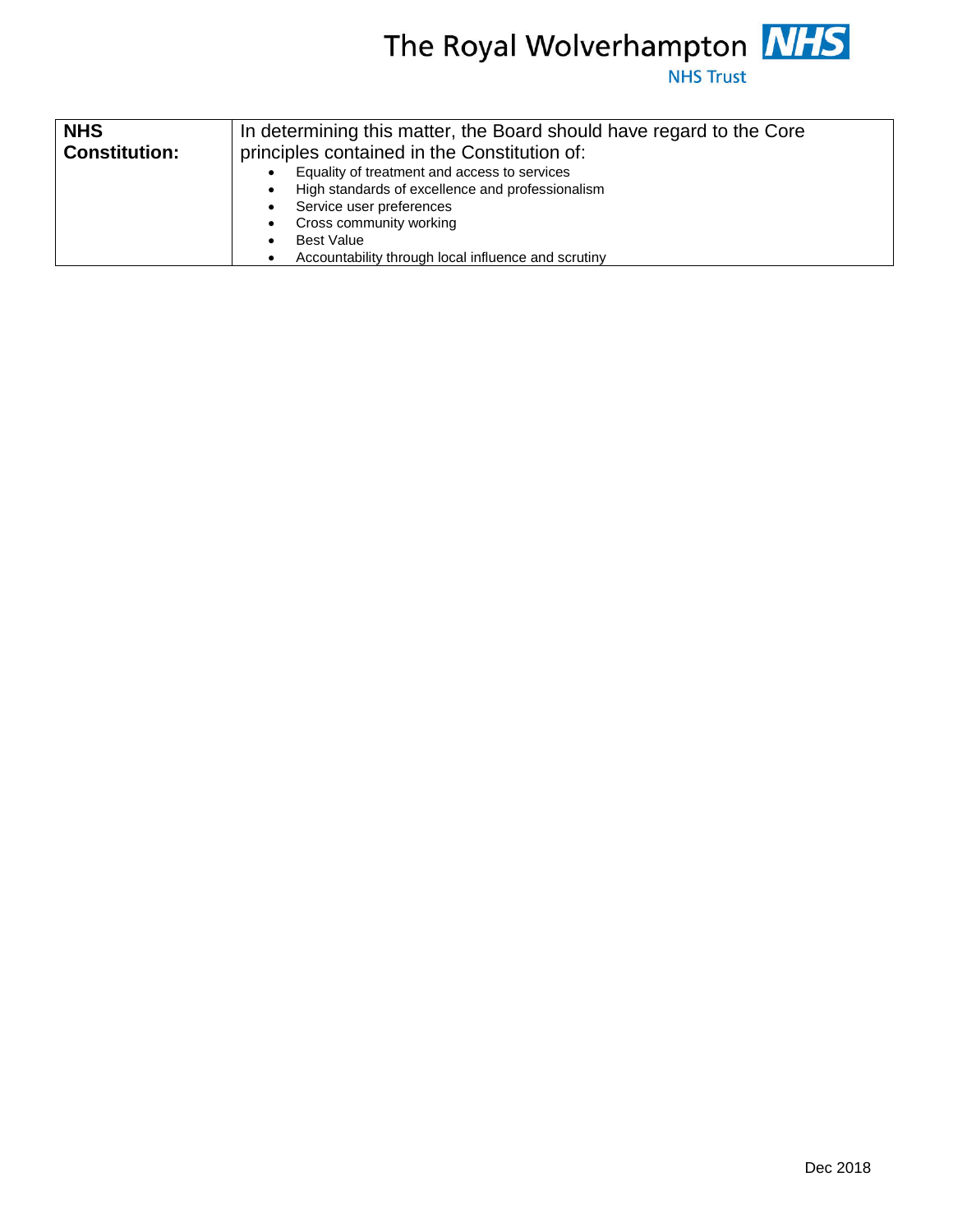| **NHS Constitution:** | In determining this matter, the Board should have regard to the Core principles contained in the Constitution of:<br>• Equality of treatment and access to services<br>• High standards of excellence and professionalism<br>• Service user preferences<br>• Cross community working<br>• Best Value<br>• Accountability through local influence and scrutiny |
|---|---|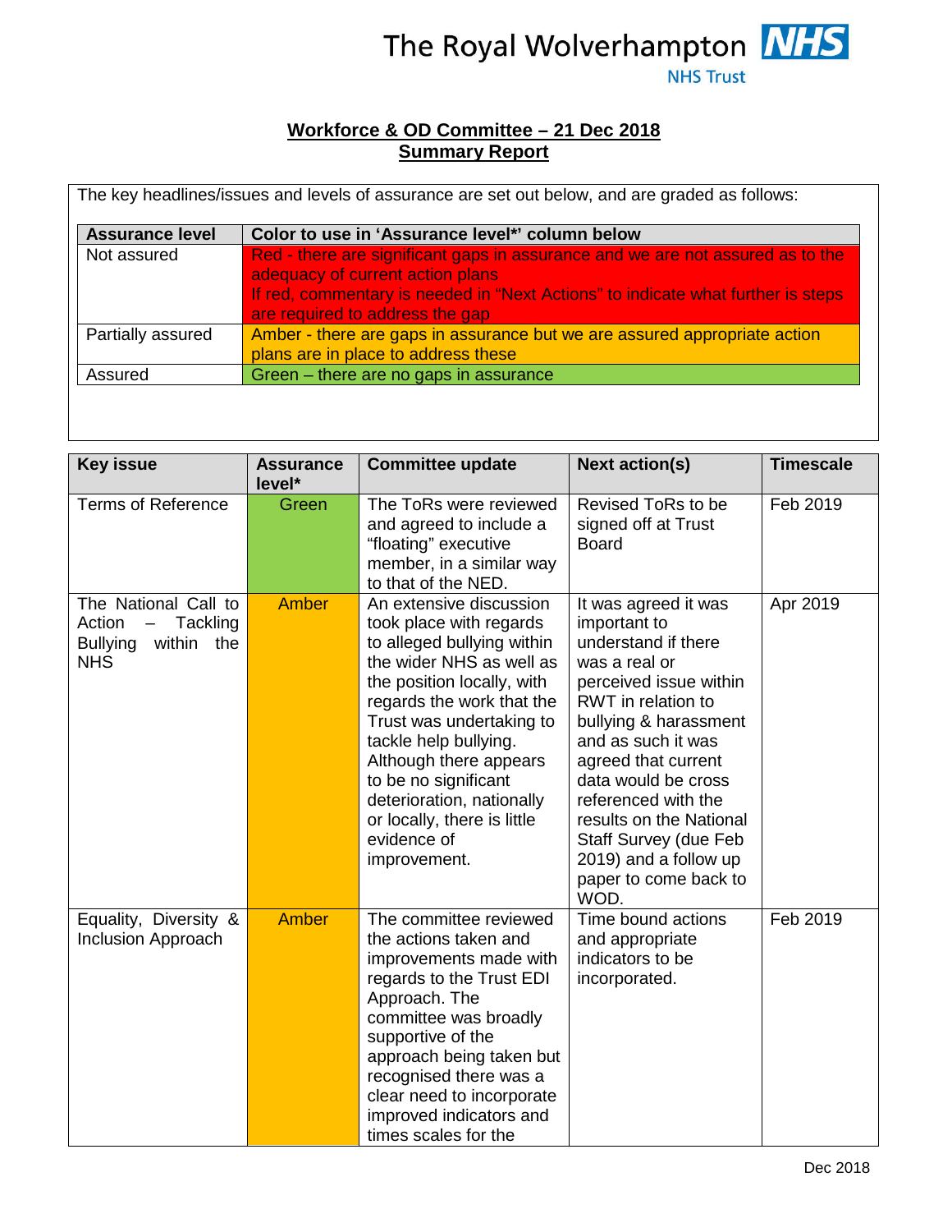# Workforce & OD Committee – 21 Dec 2018
## Summary Report

The key headlines/issues and levels of assurance are set out below, and are graded as follows:

| Assurance level | Color to use in 'Assurance level*' column below |
|---|---|
| Not assured | Red - there are significant gaps in assurance and we are not assured as to the adequacy of current action plans<br>If red, commentary is needed in "Next Actions" to indicate what further is steps are required to address the gap |
| Partially assured | Amber - there are gaps in assurance but we are assured appropriate action plans are in place to address these |
| Assured | Green – there are no gaps in assurance |

| Key issue | Assurance level* | Committee update | Next action(s) | Timescale |
|---|---|---|---|---|
| Terms of Reference | Green | The ToRs were reviewed and agreed to include a "floating" executive member, in a similar way to that of the NED. | Revised ToRs to be signed off at Trust Board | Feb 2019 |
| The National Call to Action – Tackling Bullying within the NHS | Amber | An extensive discussion took place with regards to alleged bullying within the wider NHS as well as the position locally, with regards the work that the Trust was undertaking to tackle help bullying. Although there appears to be no significant deterioration, nationally or locally, there is little evidence of improvement. | It was agreed it was important to understand if there was a real or perceived issue within RWT in relation to bullying & harassment and as such it was agreed that current data would be cross referenced with the results on the National Staff Survey (due Feb 2019) and a follow up paper to come back to WOD. | Apr 2019 |
| Equality, Diversity & Inclusion Approach | Amber | The committee reviewed the actions taken and improvements made with regards to the Trust EDI Approach. The committee was broadly supportive of the approach being taken but recognised there was a clear need to incorporate improved indicators and times scales for the | Time bound actions and appropriate indicators to be incorporated. | Feb 2019 |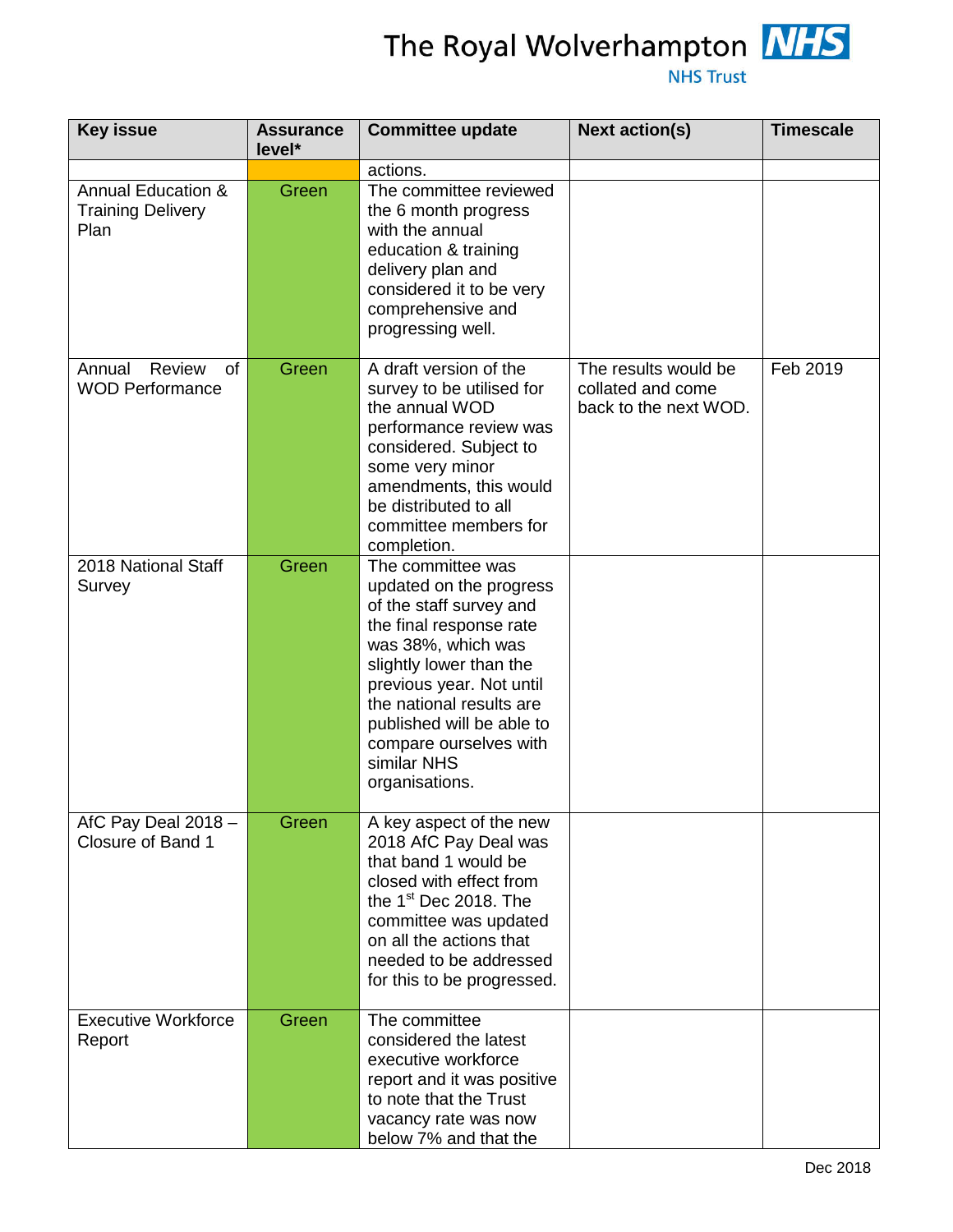| Key issue | Assurance level* | Committee update | Next action(s) | Timescale |
|---|---|---|---|---|
| | | actions. | | |
| Annual Education & Training Delivery Plan | Green | The committee reviewed the 6 month progress with the annual education & training delivery plan and considered it to be very comprehensive and progressing well. | | |
| Annual Review of WOD Performance | Green | A draft version of the survey to be utilised for the annual WOD performance review was considered. Subject to some very minor amendments, this would be distributed to all committee members for completion. | The results would be collated and come back to the next WOD. | Feb 2019 |
| 2018 National Staff Survey | Green | The committee was updated on the progress of the staff survey and the final response rate was 38%, which was slightly lower than the previous year. Not until the national results are published will be able to compare ourselves with similar NHS organisations. | | |
| AfC Pay Deal 2018 – Closure of Band 1 | Green | A key aspect of the new 2018 AfC Pay Deal was that band 1 would be closed with effect from the 1st Dec 2018. The committee was updated on all the actions that needed to be addressed for this to be progressed. | | |
| Executive Workforce Report | Green | The committee considered the latest executive workforce report and it was positive to note that the Trust vacancy rate was now below 7% and that the | | |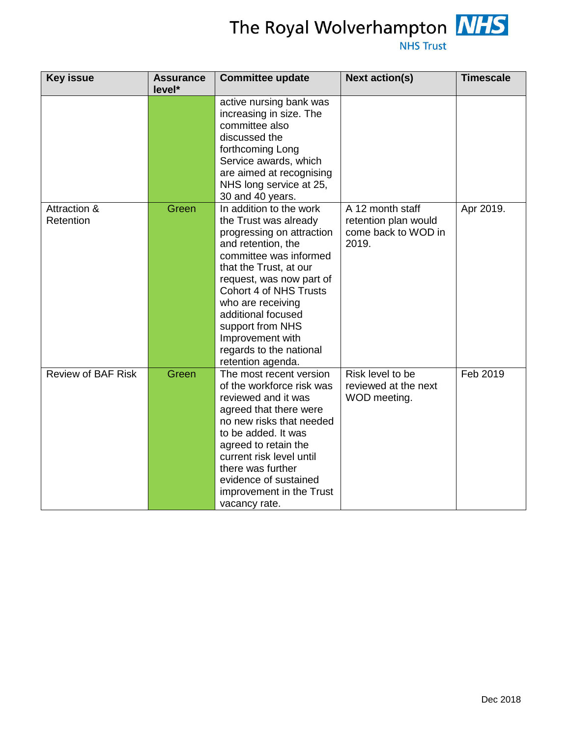| Key issue | Assurance level* | Committee update | Next action(s) | Timescale |
|---|---|---|---|---|
| | | active nursing bank was increasing in size. The committee also discussed the forthcoming Long Service awards, which are aimed at recognising NHS long service at 25, 30 and 40 years. | | |
| Attraction & Retention | Green | In addition to the work the Trust was already progressing on attraction and retention, the committee was informed that the Trust, at our request, was now part of Cohort 4 of NHS Trusts who are receiving additional focused support from NHS Improvement with regards to the national retention agenda. | A 12 month staff retention plan would come back to WOD in 2019. | Apr 2019. |
| Review of BAF Risk | Green | The most recent version of the workforce risk was reviewed and it was agreed that there were no new risks that needed to be added. It was agreed to retain the current risk level until there was further evidence of sustained improvement in the Trust vacancy rate. | Risk level to be reviewed at the next WOD meeting. | Feb 2019 |